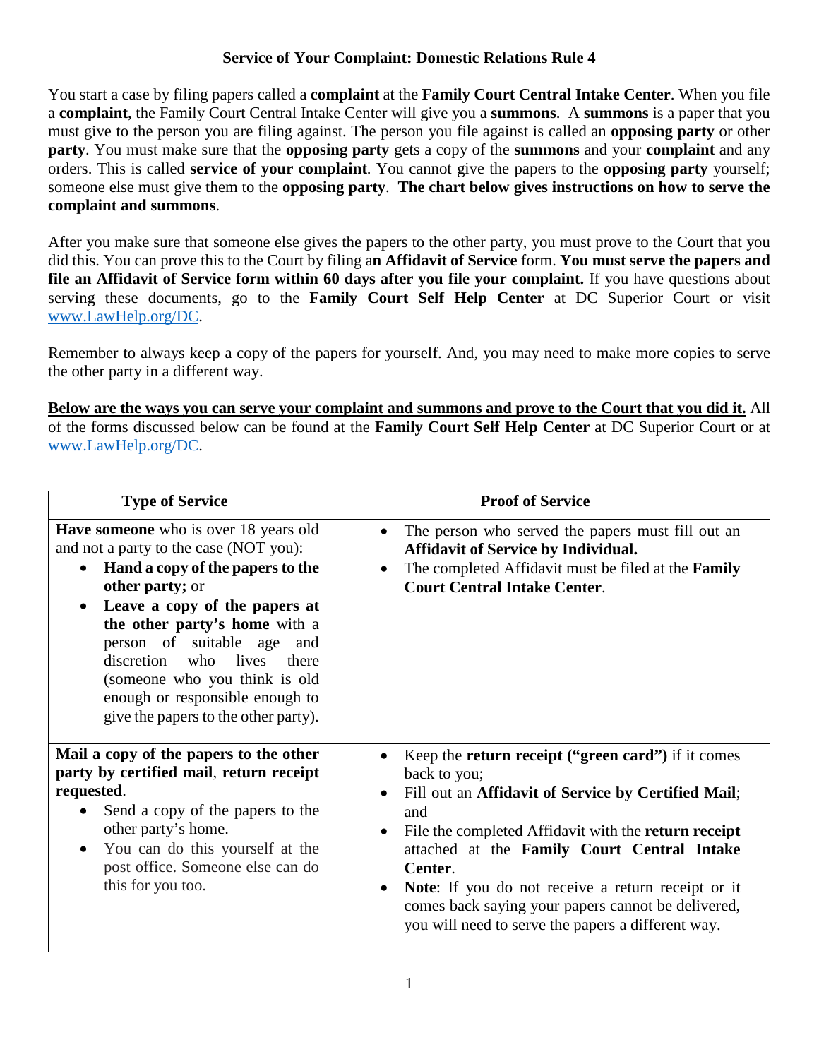# Service of Your Complaint: Domestic Relations Rule 4

You start a case by filing papers called a **complaint** at the **Family Court Central Intake Center**. When you file a **complaint**, the Family Court Central Intake Center will give you a **summons**. A **summons** is a paper that you must give to the person you are filing against. The person you file against is called an **opposing party** or other **party**. You must make sure that the **opposing party** gets a copy of the **summons** and your **complaint** and any orders. This is called **service of your complaint**. You cannot give the papers to the **opposing party** yourself; someone else must give them to the **opposing party**. **The chart below gives instructions on how to serve the complaint and summons**.

After you make sure that someone else gives the papers to the other party, you must prove to the Court that you did this. You can prove this to the Court by filing a**n Affidavit of Service** form. **You must serve the papers and file an Affidavit of Service form within 60 days after you file your complaint.** If you have questions about serving these documents, go to the **Family Court Self Help Center** at DC Superior Court or visit www.LawHelp.org/DC.

Remember to always keep a copy of the papers for yourself. And, you may need to make more copies to serve the other party in a different way.

**Below are the ways you can serve your complaint and summons and prove to the Court that you did it.** All of the forms discussed below can be found at the **Family Court Self Help Center** at DC Superior Court or at www.LawHelp.org/DC.

| Type of Service | Proof of Service |
|---|---|
| **Have someone** who is over 18 years old and not a party to the case (NOT you):<br>• **Hand a copy of the papers to the other party;** or<br>• **Leave a copy of the papers at the other party's home** with a person of suitable age and discretion who lives there (someone who you think is old enough or responsible enough to give the papers to the other party). | • The person who served the papers must fill out an **Affidavit of Service by Individual.**<br>• The completed Affidavit must be filed at the **Family Court Central Intake Center**. |
| **Mail a copy of the papers to the other party by certified mail**, **return receipt requested**.<br>• Send a copy of the papers to the other party's home.<br>• You can do this yourself at the post office. Someone else can do this for you too. | • Keep the **return receipt ("green card")** if it comes back to you;<br>• Fill out an **Affidavit of Service by Certified Mail**; and<br>• File the completed Affidavit with the **return receipt** attached at the **Family Court Central Intake Center**.<br>• **Note**: If you do not receive a return receipt or it comes back saying your papers cannot be delivered, you will need to serve the papers a different way. |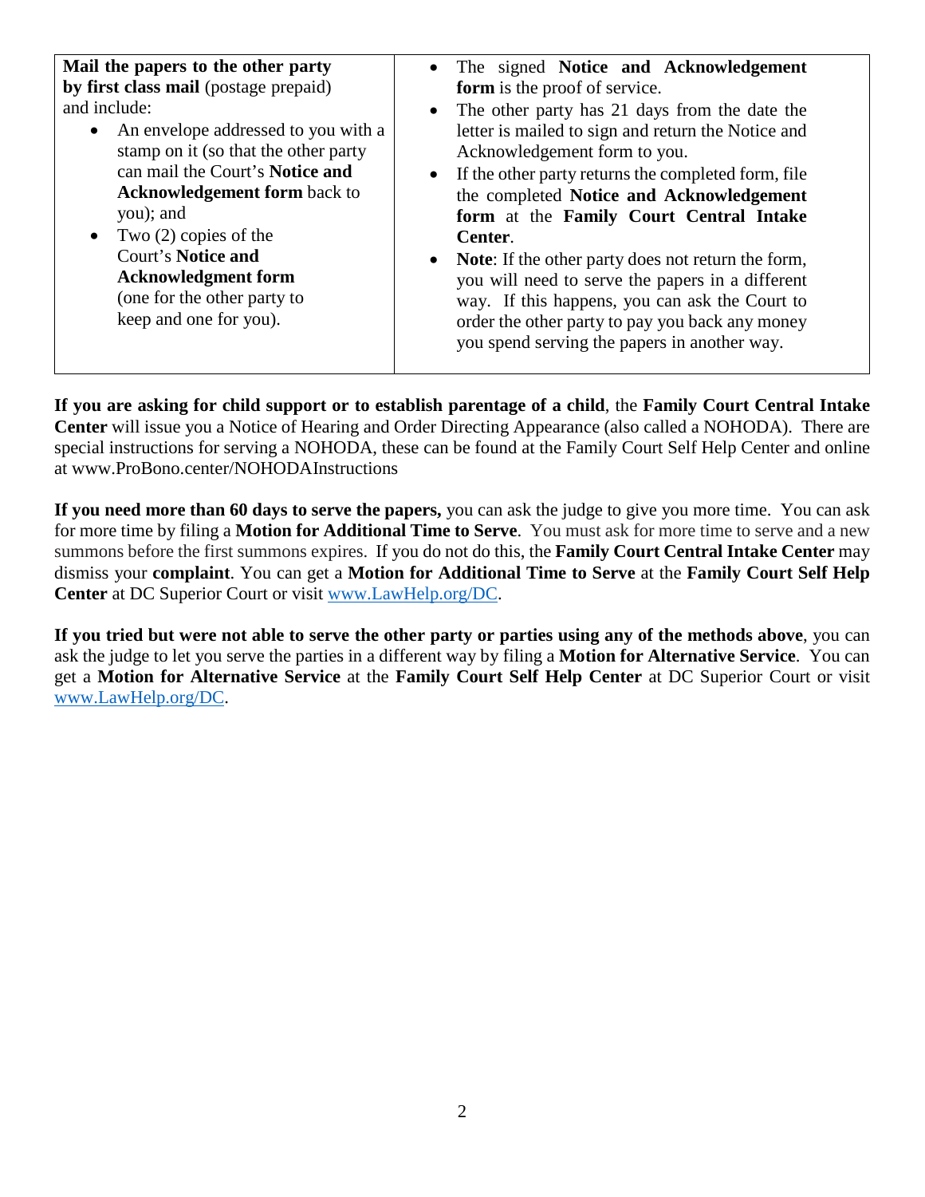| | |
|---|---|
| **Mail the papers to the other party by first class mail** (postage prepaid) and include:<br>• An envelope addressed to you with a stamp on it (so that the other party can mail the Court's **Notice and Acknowledgement form** back to you); and<br>• Two (2) copies of the Court's **Notice and Acknowledgment form** (one for the other party to keep and one for you). | • The signed **Notice and Acknowledgement form** is the proof of service.<br>• The other party has 21 days from the date the letter is mailed to sign and return the Notice and Acknowledgement form to you.<br>• If the other party returns the completed form, file the completed **Notice and Acknowledgement form** at the **Family Court Central Intake Center**.<br>• **Note**: If the other party does not return the form, you will need to serve the papers in a different way. If this happens, you can ask the Court to order the other party to pay you back any money you spend serving the papers in another way. |

**If you are asking for child support or to establish parentage of a child**, the **Family Court Central Intake Center** will issue you a Notice of Hearing and Order Directing Appearance (also called a NOHODA). There are special instructions for serving a NOHODA, these can be found at the Family Court Self Help Center and online at www.ProBono.center/NOHODAInstructions

**If you need more than 60 days to serve the papers,** you can ask the judge to give you more time. You can ask for more time by filing a **Motion for Additional Time to Serve**. You must ask for more time to serve and a new summons before the first summons expires. If you do not do this, the **Family Court Central Intake Center** may dismiss your **complaint**. You can get a **Motion for Additional Time to Serve** at the **Family Court Self Help Center** at DC Superior Court or visit www.LawHelp.org/DC.

**If you tried but were not able to serve the other party or parties using any of the methods above**, you can ask the judge to let you serve the parties in a different way by filing a **Motion for Alternative Service**. You can get a **Motion for Alternative Service** at the **Family Court Self Help Center** at DC Superior Court or visit www.LawHelp.org/DC.